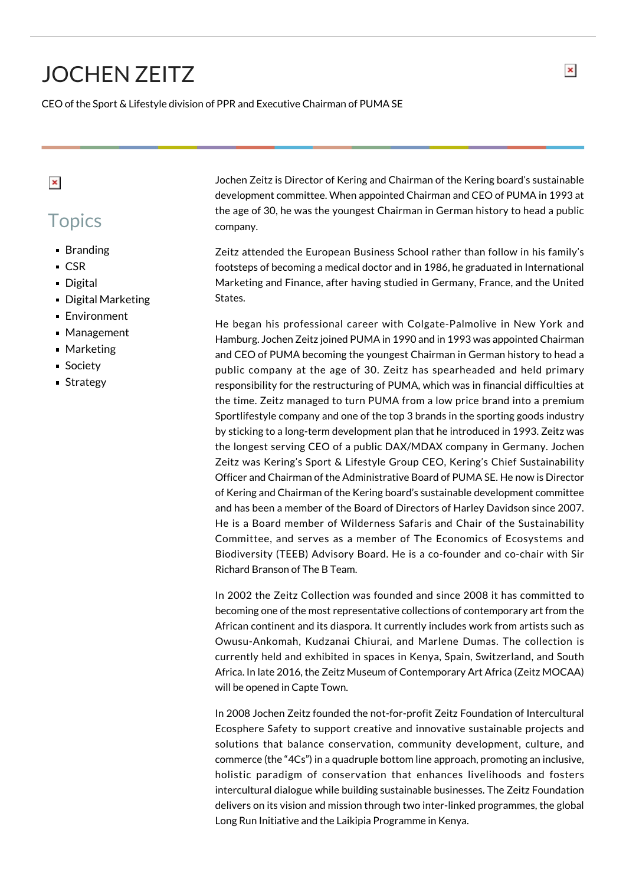# JOCHEN ZEITZ

CEO of the Sport & Lifestyle division of PPR and Executive Chairman of PUMA SE

## Topics

- Branding
- CSR
- Digital
- Digital Marketing
- Environment
- Management
- Marketing
- Society
- Strategy

Jochen Zeitz is Director of Kering and Chairman of the Kering board's sustainable development committee. When appointed Chairman and CEO of PUMA in 1993 at the age of 30, he was the youngest Chairman in German history to head a public company.

Zeitz attended the European Business School rather than follow in his family's footsteps of becoming a medical doctor and in 1986, he graduated in International Marketing and Finance, after having studied in Germany, France, and the United States.

He began his professional career with Colgate-Palmolive in New York and Hamburg. Jochen Zeitz joined PUMA in 1990 and in 1993 was appointed Chairman and CEO of PUMA becoming the youngest Chairman in German history to head a public company at the age of 30. Zeitz has spearheaded and held primary responsibility for the restructuring of PUMA, which was in financial difficulties at the time. Zeitz managed to turn PUMA from a low price brand into a premium Sportlifestyle company and one of the top 3 brands in the sporting goods industry by sticking to a long-term development plan that he introduced in 1993. Zeitz was the longest serving CEO of a public DAX/MDAX company in Germany. Jochen Zeitz was Kering's Sport & Lifestyle Group CEO, Kering's Chief Sustainability Officer and Chairman of the Administrative Board of PUMA SE. He now is Director of Kering and Chairman of the Kering board's sustainable development committee and has been a member of the Board of Directors of Harley Davidson since 2007. He is a Board member of Wilderness Safaris and Chair of the Sustainability Committee, and serves as a member of The Economics of Ecosystems and Biodiversity (TEEB) Advisory Board. He is a co-founder and co-chair with Sir Richard Branson of The B Team.

In 2002 the Zeitz Collection was founded and since 2008 it has committed to becoming one of the most representative collections of contemporary art from the African continent and its diaspora. It currently includes work from artists such as Owusu-Ankomah, Kudzanai Chiurai, and Marlene Dumas. The collection is currently held and exhibited in spaces in Kenya, Spain, Switzerland, and South Africa. In late 2016, the Zeitz Museum of Contemporary Art Africa (Zeitz MOCAA) will be opened in Capte Town.

In 2008 Jochen Zeitz founded the not-for-profit Zeitz Foundation of Intercultural Ecosphere Safety to support creative and innovative sustainable projects and solutions that balance conservation, community development, culture, and commerce (the "4Cs") in a quadruple bottom line approach, promoting an inclusive, holistic paradigm of conservation that enhances livelihoods and fosters intercultural dialogue while building sustainable businesses. The Zeitz Foundation delivers on its vision and mission through two inter-linked programmes, the global Long Run Initiative and the Laikipia Programme in Kenya.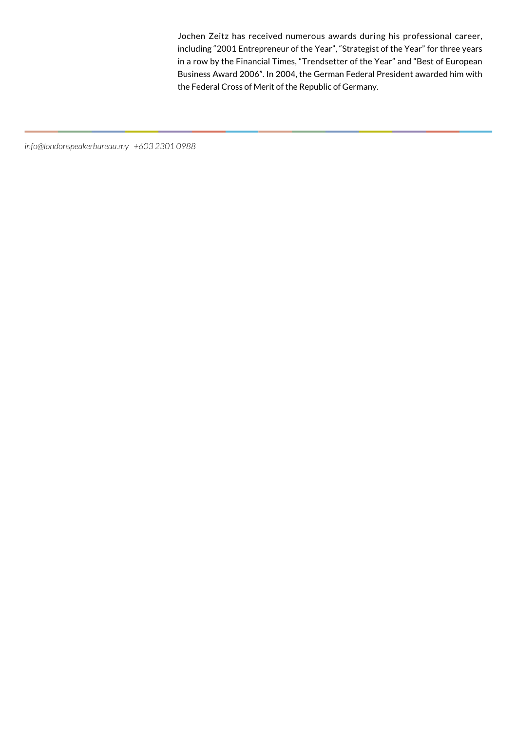Jochen Zeitz has received numerous awards during his professional career, including “2001 Entrepreneur of the Year”, “Strategist of the Year” for three years in a row by the Financial Times, “Trendsetter of the Year” and “Best of European Business Award 2006”. In 2004, the German Federal President awarded him with the Federal Cross of Merit of the Republic of Germany.